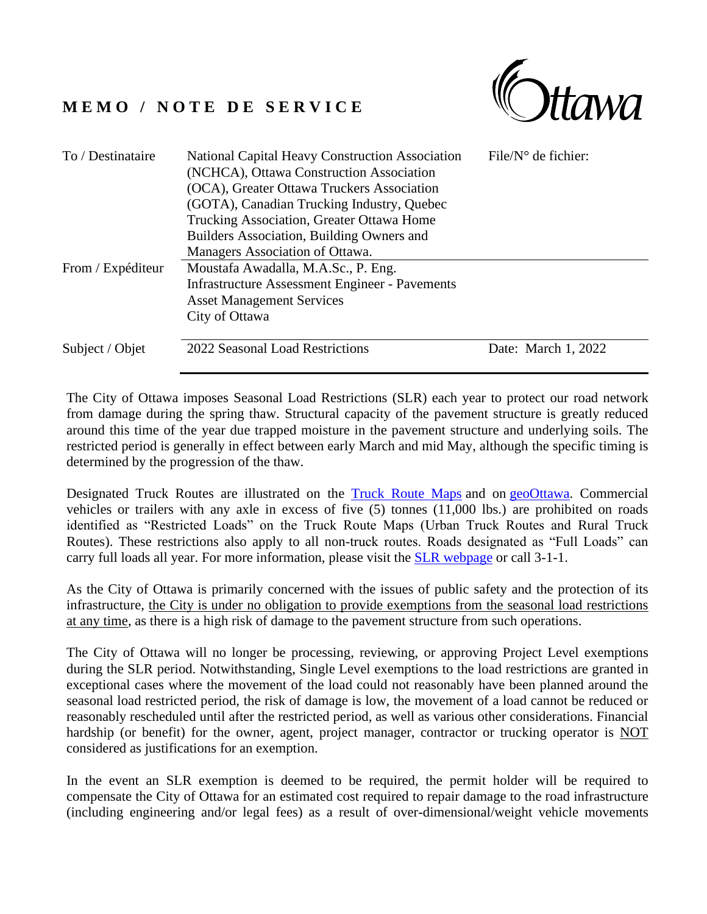# MEMO / NOTE DE SERVICE

| | | |
|---|---|---|
| To / Destinataire | National Capital Heavy Construction Association (NCHCA), Ottawa Construction Association (OCA), Greater Ottawa Truckers Association (GOTA), Canadian Trucking Industry, Quebec Trucking Association, Greater Ottawa Home Builders Association, Building Owners and Managers Association of Ottawa. | File/N° de fichier: |
| From / Expéditeur | Moustafa Awadalla, M.A.Sc., P. Eng. Infrastructure Assessment Engineer - Pavements Asset Management Services City of Ottawa | |
| Subject / Objet | 2022 Seasonal Load Restrictions | Date: March 1, 2022 |

The City of Ottawa imposes Seasonal Load Restrictions (SLR) each year to protect our road network from damage during the spring thaw. Structural capacity of the pavement structure is greatly reduced around this time of the year due trapped moisture in the pavement structure and underlying soils. The restricted period is generally in effect between early March and mid May, although the specific timing is determined by the progression of the thaw.

Designated Truck Routes are illustrated on the Truck Route Maps and on geoOttawa. Commercial vehicles or trailers with any axle in excess of five (5) tonnes (11,000 lbs.) are prohibited on roads identified as "Restricted Loads" on the Truck Route Maps (Urban Truck Routes and Rural Truck Routes). These restrictions also apply to all non-truck routes. Roads designated as "Full Loads" can carry full loads all year. For more information, please visit the SLR webpage or call 3-1-1.

As the City of Ottawa is primarily concerned with the issues of public safety and the protection of its infrastructure, <u>the City is under no obligation to provide exemptions from the seasonal load restrictions at any time</u>, as there is a high risk of damage to the pavement structure from such operations.

The City of Ottawa will no longer be processing, reviewing, or approving Project Level exemptions during the SLR period. Notwithstanding, Single Level exemptions to the load restrictions are granted in exceptional cases where the movement of the load could not reasonably have been planned around the seasonal load restricted period, the risk of damage is low, the movement of a load cannot be reduced or reasonably rescheduled until after the restricted period, as well as various other considerations. Financial hardship (or benefit) for the owner, agent, project manager, contractor or trucking operator is <u>NOT</u> considered as justifications for an exemption.

In the event an SLR exemption is deemed to be required, the permit holder will be required to compensate the City of Ottawa for an estimated cost required to repair damage to the road infrastructure (including engineering and/or legal fees) as a result of over-dimensional/weight vehicle movements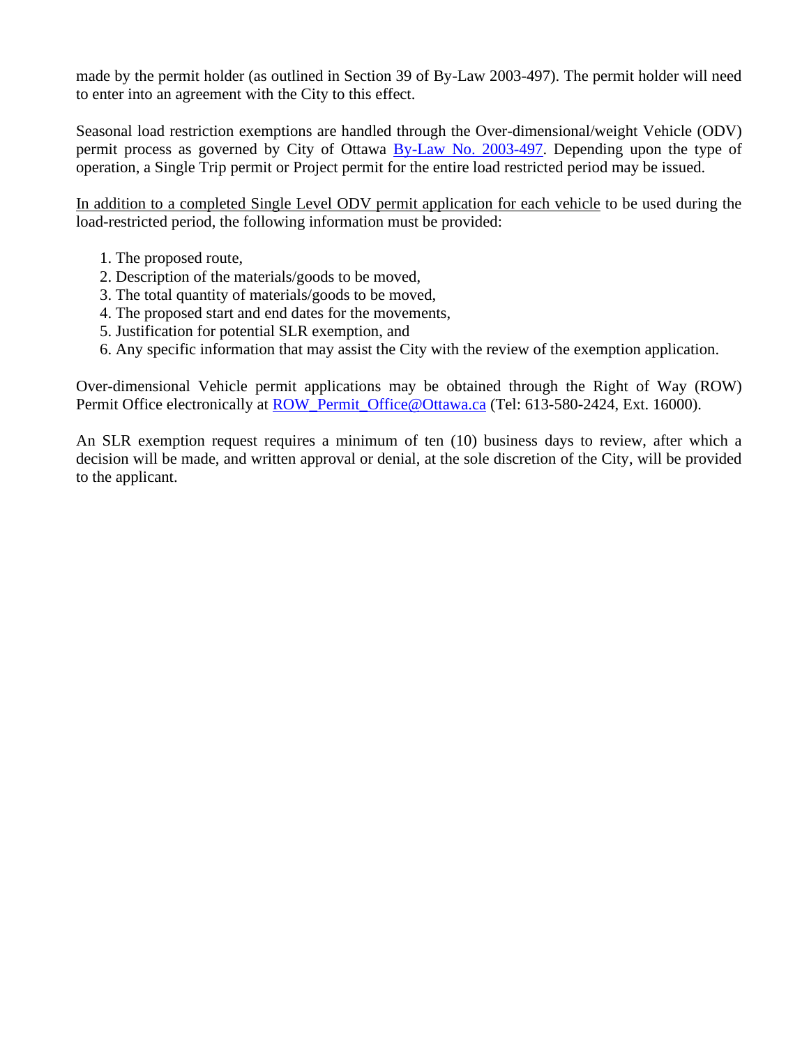made by the permit holder (as outlined in Section 39 of By-Law 2003-497). The permit holder will need to enter into an agreement with the City to this effect.

Seasonal load restriction exemptions are handled through the Over-dimensional/weight Vehicle (ODV) permit process as governed by City of Ottawa [By-Law No. 2003-497](). Depending upon the type of operation, a Single Trip permit or Project permit for the entire load restricted period may be issued.

In addition to a completed Single Level ODV permit application for each vehicle to be used during the load-restricted period, the following information must be provided:

1. The proposed route,
2. Description of the materials/goods to be moved,
3. The total quantity of materials/goods to be moved,
4. The proposed start and end dates for the movements,
5. Justification for potential SLR exemption, and
6. Any specific information that may assist the City with the review of the exemption application.

Over-dimensional Vehicle permit applications may be obtained through the Right of Way (ROW) Permit Office electronically at ROW_Permit_Office@Ottawa.ca (Tel: 613-580-2424, Ext. 16000).

An SLR exemption request requires a minimum of ten (10) business days to review, after which a decision will be made, and written approval or denial, at the sole discretion of the City, will be provided to the applicant.